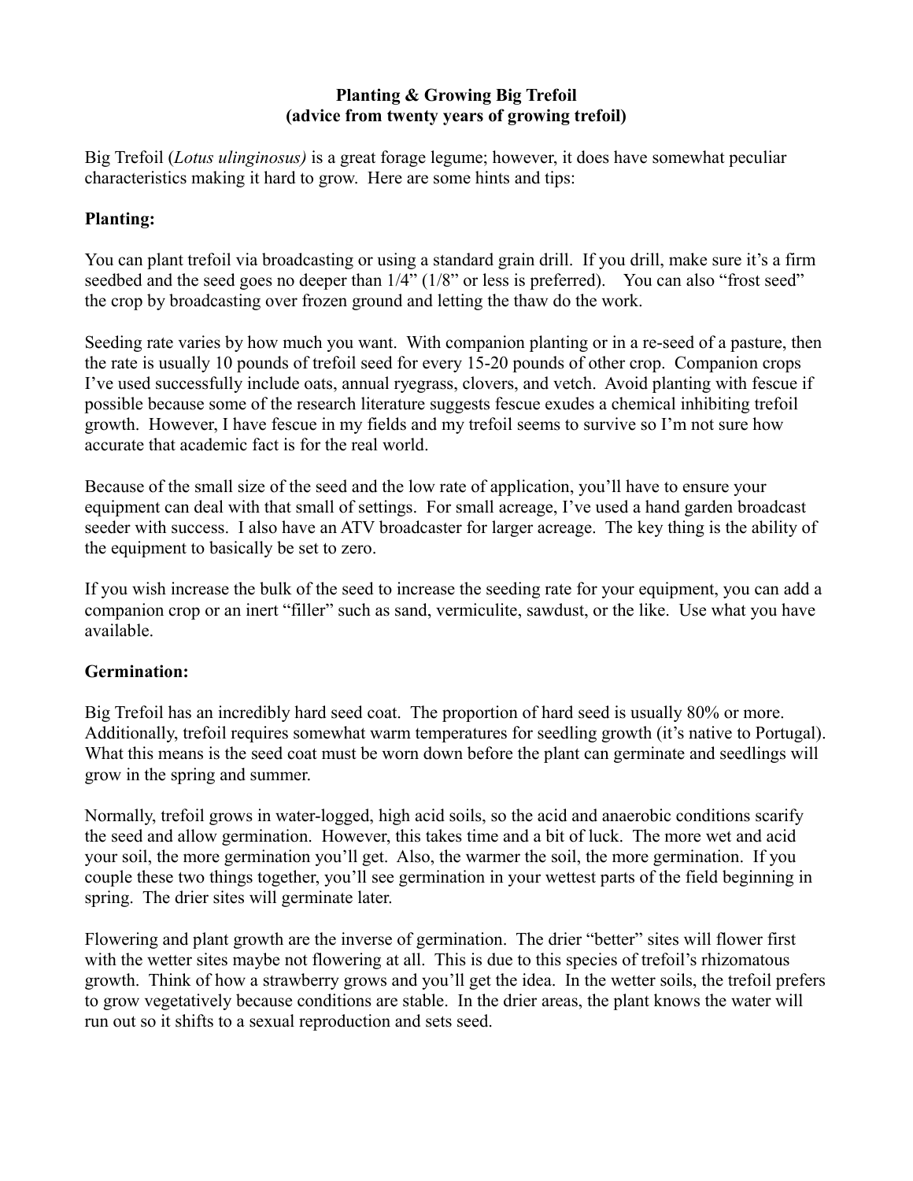# Planting & Growing Big Trefoil
## (advice from twenty years of growing trefoil)

Big Trefoil (*Lotus ulinginosus)* is a great forage legume; however, it does have somewhat peculiar characteristics making it hard to grow. Here are some hints and tips:

**Planting:**

You can plant trefoil via broadcasting or using a standard grain drill. If you drill, make sure it's a firm seedbed and the seed goes no deeper than 1/4" (1/8" or less is preferred). You can also "frost seed" the crop by broadcasting over frozen ground and letting the thaw do the work.

Seeding rate varies by how much you want. With companion planting or in a re-seed of a pasture, then the rate is usually 10 pounds of trefoil seed for every 15-20 pounds of other crop. Companion crops I've used successfully include oats, annual ryegrass, clovers, and vetch. Avoid planting with fescue if possible because some of the research literature suggests fescue exudes a chemical inhibiting trefoil growth. However, I have fescue in my fields and my trefoil seems to survive so I'm not sure how accurate that academic fact is for the real world.

Because of the small size of the seed and the low rate of application, you'll have to ensure your equipment can deal with that small of settings. For small acreage, I've used a hand garden broadcast seeder with success. I also have an ATV broadcaster for larger acreage. The key thing is the ability of the equipment to basically be set to zero.

If you wish increase the bulk of the seed to increase the seeding rate for your equipment, you can add a companion crop or an inert "filler" such as sand, vermiculite, sawdust, or the like. Use what you have available.

**Germination:**

Big Trefoil has an incredibly hard seed coat. The proportion of hard seed is usually 80% or more. Additionally, trefoil requires somewhat warm temperatures for seedling growth (it's native to Portugal). What this means is the seed coat must be worn down before the plant can germinate and seedlings will grow in the spring and summer.

Normally, trefoil grows in water-logged, high acid soils, so the acid and anaerobic conditions scarify the seed and allow germination. However, this takes time and a bit of luck. The more wet and acid your soil, the more germination you'll get. Also, the warmer the soil, the more germination. If you couple these two things together, you'll see germination in your wettest parts of the field beginning in spring. The drier sites will germinate later.

Flowering and plant growth are the inverse of germination. The drier "better" sites will flower first with the wetter sites maybe not flowering at all. This is due to this species of trefoil's rhizomatous growth. Think of how a strawberry grows and you'll get the idea. In the wetter soils, the trefoil prefers to grow vegetatively because conditions are stable. In the drier areas, the plant knows the water will run out so it shifts to a sexual reproduction and sets seed.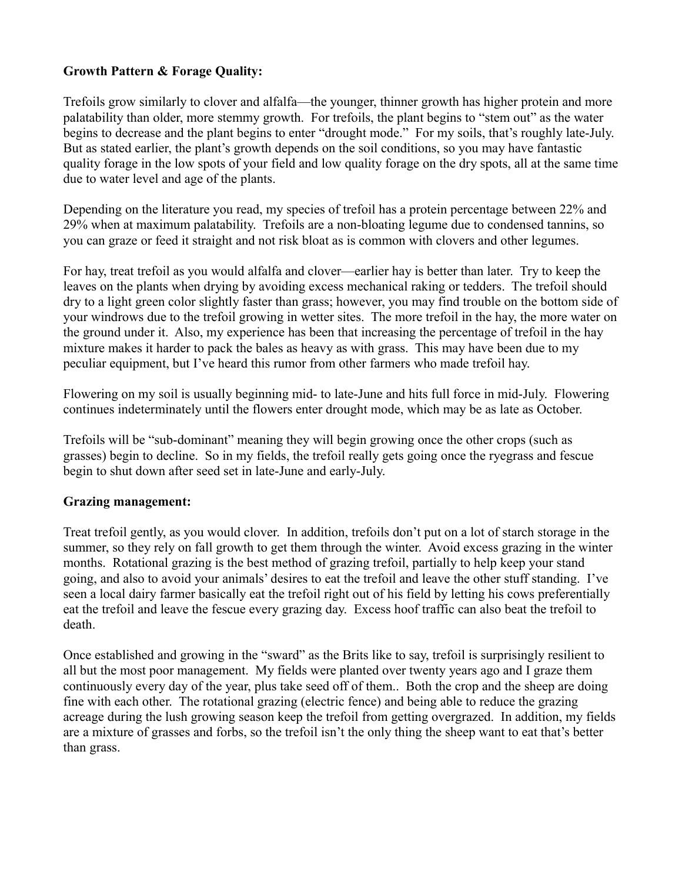**Growth Pattern & Forage Quality:**

Trefoils grow similarly to clover and alfalfa—the younger, thinner growth has higher protein and more palatability than older, more stemmy growth. For trefoils, the plant begins to "stem out" as the water begins to decrease and the plant begins to enter "drought mode." For my soils, that's roughly late-July. But as stated earlier, the plant's growth depends on the soil conditions, so you may have fantastic quality forage in the low spots of your field and low quality forage on the dry spots, all at the same time due to water level and age of the plants.

Depending on the literature you read, my species of trefoil has a protein percentage between 22% and 29% when at maximum palatability. Trefoils are a non-bloating legume due to condensed tannins, so you can graze or feed it straight and not risk bloat as is common with clovers and other legumes.

For hay, treat trefoil as you would alfalfa and clover—earlier hay is better than later. Try to keep the leaves on the plants when drying by avoiding excess mechanical raking or tedders. The trefoil should dry to a light green color slightly faster than grass; however, you may find trouble on the bottom side of your windrows due to the trefoil growing in wetter sites. The more trefoil in the hay, the more water on the ground under it. Also, my experience has been that increasing the percentage of trefoil in the hay mixture makes it harder to pack the bales as heavy as with grass. This may have been due to my peculiar equipment, but I've heard this rumor from other farmers who made trefoil hay.

Flowering on my soil is usually beginning mid- to late-June and hits full force in mid-July. Flowering continues indeterminately until the flowers enter drought mode, which may be as late as October.

Trefoils will be "sub-dominant" meaning they will begin growing once the other crops (such as grasses) begin to decline. So in my fields, the trefoil really gets going once the ryegrass and fescue begin to shut down after seed set in late-June and early-July.

**Grazing management:**

Treat trefoil gently, as you would clover. In addition, trefoils don't put on a lot of starch storage in the summer, so they rely on fall growth to get them through the winter. Avoid excess grazing in the winter months. Rotational grazing is the best method of grazing trefoil, partially to help keep your stand going, and also to avoid your animals' desires to eat the trefoil and leave the other stuff standing. I've seen a local dairy farmer basically eat the trefoil right out of his field by letting his cows preferentially eat the trefoil and leave the fescue every grazing day. Excess hoof traffic can also beat the trefoil to death.

Once established and growing in the "sward" as the Brits like to say, trefoil is surprisingly resilient to all but the most poor management. My fields were planted over twenty years ago and I graze them continuously every day of the year, plus take seed off of them.. Both the crop and the sheep are doing fine with each other. The rotational grazing (electric fence) and being able to reduce the grazing acreage during the lush growing season keep the trefoil from getting overgrazed. In addition, my fields are a mixture of grasses and forbs, so the trefoil isn't the only thing the sheep want to eat that's better than grass.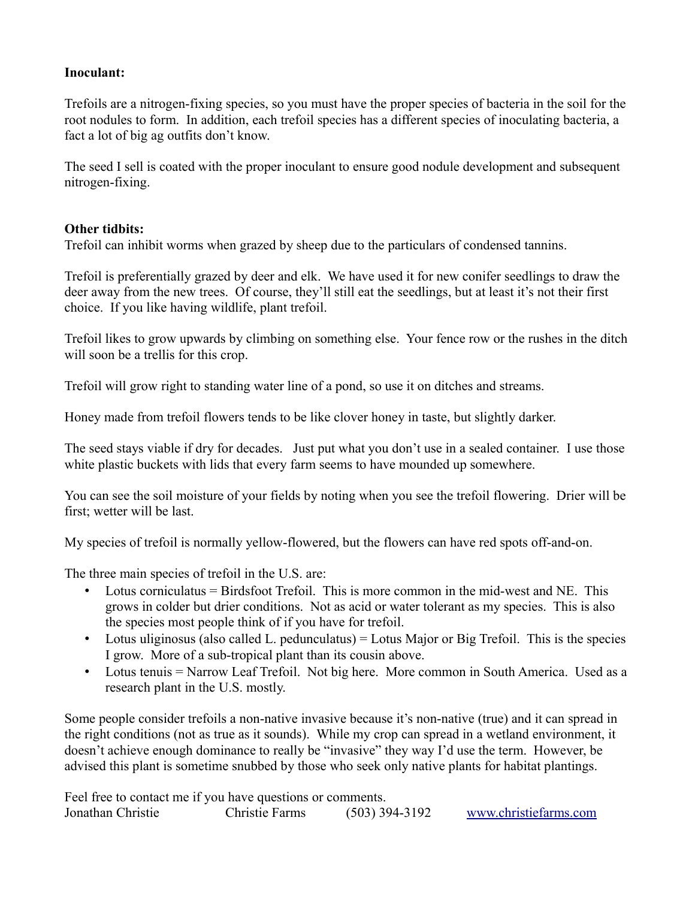**Inoculant:**

Trefoils are a nitrogen-fixing species, so you must have the proper species of bacteria in the soil for the root nodules to form. In addition, each trefoil species has a different species of inoculating bacteria, a fact a lot of big ag outfits don't know.

The seed I sell is coated with the proper inoculant to ensure good nodule development and subsequent nitrogen-fixing.

**Other tidbits:**

Trefoil can inhibit worms when grazed by sheep due to the particulars of condensed tannins.

Trefoil is preferentially grazed by deer and elk. We have used it for new conifer seedlings to draw the deer away from the new trees. Of course, they'll still eat the seedlings, but at least it's not their first choice. If you like having wildlife, plant trefoil.

Trefoil likes to grow upwards by climbing on something else. Your fence row or the rushes in the ditch will soon be a trellis for this crop.

Trefoil will grow right to standing water line of a pond, so use it on ditches and streams.

Honey made from trefoil flowers tends to be like clover honey in taste, but slightly darker.

The seed stays viable if dry for decades. Just put what you don't use in a sealed container. I use those white plastic buckets with lids that every farm seems to have mounded up somewhere.

You can see the soil moisture of your fields by noting when you see the trefoil flowering. Drier will be first; wetter will be last.

My species of trefoil is normally yellow-flowered, but the flowers can have red spots off-and-on.

The three main species of trefoil in the U.S. are:

- Lotus corniculatus = Birdsfoot Trefoil. This is more common in the mid-west and NE. This grows in colder but drier conditions. Not as acid or water tolerant as my species. This is also the species most people think of if you have for trefoil.
- Lotus uliginosus (also called L. pedunculatus) = Lotus Major or Big Trefoil. This is the species I grow. More of a sub-tropical plant than its cousin above.
- Lotus tenuis = Narrow Leaf Trefoil. Not big here. More common in South America. Used as a research plant in the U.S. mostly.

Some people consider trefoils a non-native invasive because it's non-native (true) and it can spread in the right conditions (not as true as it sounds). While my crop can spread in a wetland environment, it doesn't achieve enough dominance to really be "invasive" they way I'd use the term. However, be advised this plant is sometime snubbed by those who seek only native plants for habitat plantings.

Feel free to contact me if you have questions or comments.
Jonathan Christie    Christie Farms    (503) 394-3192    www.christiefarms.com